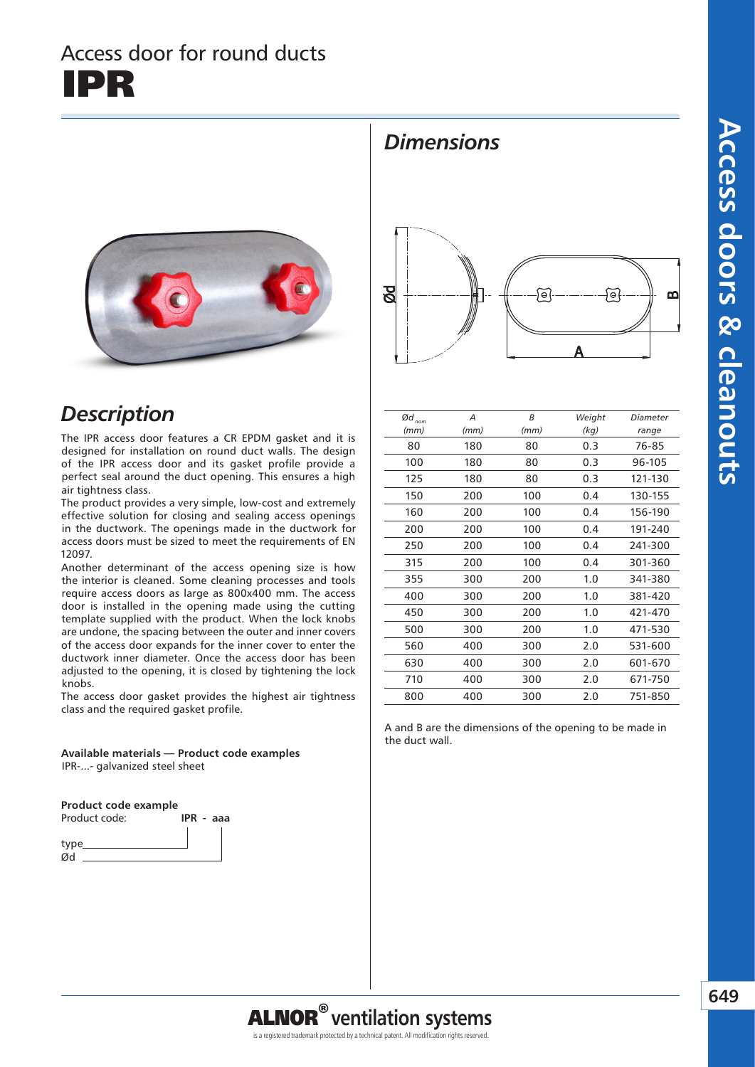# Access door for round ducts

# IPR

## Description

The IPR access door features a CR EPDM gasket and it is designed for installation on round duct walls. The design of the IPR access door and its gasket profile provide a perfect seal around the duct opening. This ensures a high air tightness class.

The product provides a very simple, low-cost and extremely effective solution for closing and sealing access openings in the ductwork. The openings made in the ductwork for access doors must be sized to meet the requirements of EN 12097.

Another determinant of the access opening size is how the interior is cleaned. Some cleaning processes and tools require access doors as large as 800x400 mm. The access door is installed in the opening made using the cutting template supplied with the product. When the lock knobs are undone, the spacing between the outer and inner covers of the access door expands for the inner cover to enter the ductwork inner diameter. Once the access door has been adjusted to the opening, it is closed by tightening the lock knobs.

The access door gasket provides the highest air tightness class and the required gasket profile.

**Available materials — Product code examples**

IPR-...- galvanized steel sheet

**Product code example**

Product code: **IPR - aaa**

type

Ød

## Dimensions

| $Ød_{nom}$ (mm) | A (mm) | B (mm) | Weight (kg) | Diameter range |
|---|---|---|---|---|
| 80 | 180 | 80 | 0.3 | 76-85 |
| 100 | 180 | 80 | 0.3 | 96-105 |
| 125 | 180 | 80 | 0.3 | 121-130 |
| 150 | 200 | 100 | 0.4 | 130-155 |
| 160 | 200 | 100 | 0.4 | 156-190 |
| 200 | 200 | 100 | 0.4 | 191-240 |
| 250 | 200 | 100 | 0.4 | 241-300 |
| 315 | 200 | 100 | 0.4 | 301-360 |
| 355 | 300 | 200 | 1.0 | 341-380 |
| 400 | 300 | 200 | 1.0 | 381-420 |
| 450 | 300 | 200 | 1.0 | 421-470 |
| 500 | 300 | 200 | 1.0 | 471-530 |
| 560 | 400 | 300 | 2.0 | 531-600 |
| 630 | 400 | 300 | 2.0 | 601-670 |
| 710 | 400 | 300 | 2.0 | 671-750 |
| 800 | 400 | 300 | 2.0 | 751-850 |

A and B are the dimensions of the opening to be made in the duct wall.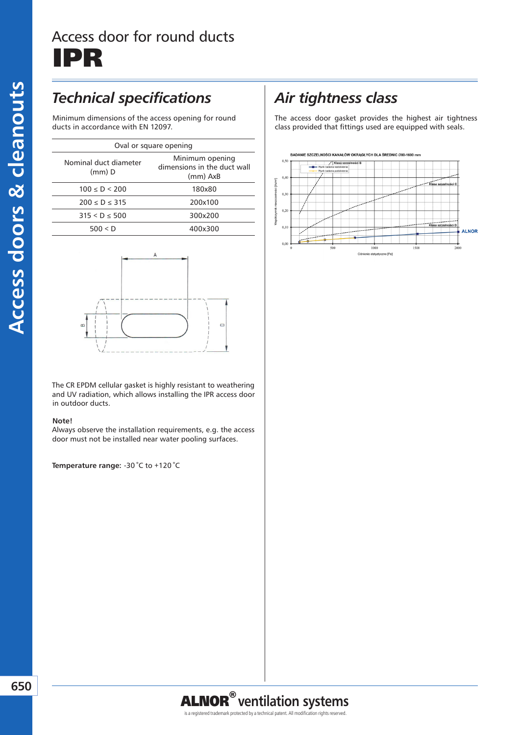# Access door for round ducts

# IPR

## Technical specifications

Minimum dimensions of the access opening for round ducts in accordance with EN 12097.

| Oval or square opening | |
|---|---|
| Nominal duct diameter (mm) D | Minimum opening dimensions in the duct wall (mm) AxB |
| 100 ≤ D < 200 | 180x80 |
| 200 ≤ D ≤ 315 | 200x100 |
| 315 < D ≤ 500 | 300x200 |
| 500 < D | 400x300 |

A

B

D

The CR EPDM cellular gasket is highly resistant to weathering and UV radiation, which allows installing the IPR access door in outdoor ducts.

**Note!**
Always observe the installation requirements, e.g. the access door must not be installed near water pooling surfaces.

**Temperature range:** -30 ˚C to +120 ˚C

## Air tightness class

The access door gasket provides the highest air tightness class provided that fittings used are equipped with seals.

BADANIE SZCZELNOŚCI KANAŁÓW OKRĄGŁYCH DLA ŚREDNIC Ø80-1600 mm

Klasa szczelności B
Wynik badania nadciśnienia
Wynik badania podciśnienia
Klasa szczelności C
Klasa szczelności D
ALNOR

Współczynnik nieszczelności [l/s/m²]
0,00
0,10
0,20
0,30
0,40
0,50

Ciśnienie statyczne [Pa]
0
500
1000
1500
2000

**ALNOR**® ventilation systems
is a registered trademark protected by a technical patent. All modification rights reserved.